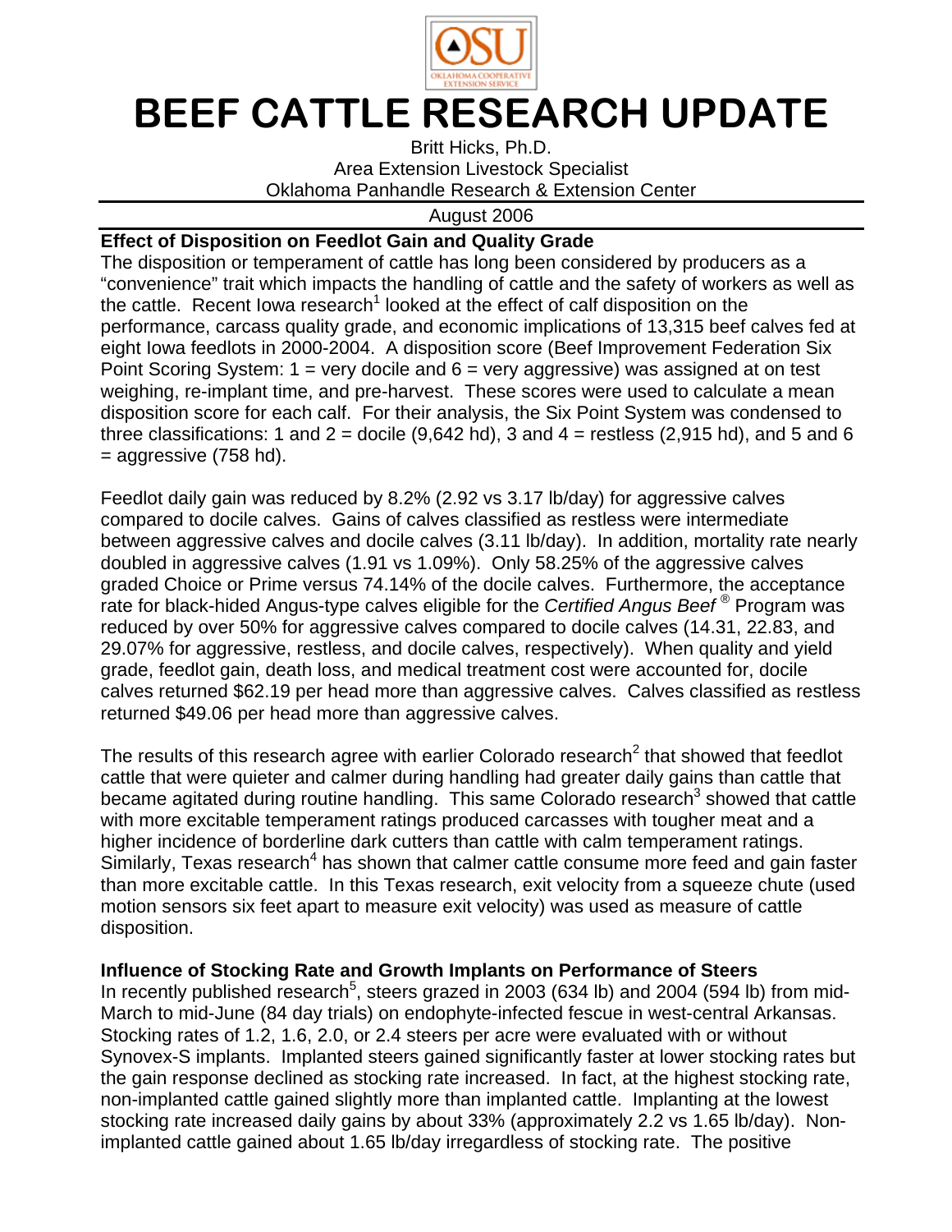# BEEF CATTLE RESEARCH UPDATE

Britt Hicks, Ph.D.
Area Extension Livestock Specialist
Oklahoma Panhandle Research & Extension Center

August 2006

## Effect of Disposition on Feedlot Gain and Quality Grade

The disposition or temperament of cattle has long been considered by producers as a "convenience" trait which impacts the handling of cattle and the safety of workers as well as the cattle. Recent Iowa research[1] looked at the effect of calf disposition on the performance, carcass quality grade, and economic implications of 13,315 beef calves fed at eight Iowa feedlots in 2000-2004. A disposition score (Beef Improvement Federation Six Point Scoring System: 1 = very docile and 6 = very aggressive) was assigned at on test weighing, re-implant time, and pre-harvest. These scores were used to calculate a mean disposition score for each calf. For their analysis, the Six Point System was condensed to three classifications: 1 and 2 = docile (9,642 hd), 3 and 4 = restless (2,915 hd), and 5 and 6 = aggressive (758 hd).

Feedlot daily gain was reduced by 8.2% (2.92 vs 3.17 lb/day) for aggressive calves compared to docile calves. Gains of calves classified as restless were intermediate between aggressive calves and docile calves (3.11 lb/day). In addition, mortality rate nearly doubled in aggressive calves (1.91 vs 1.09%). Only 58.25% of the aggressive calves graded Choice or Prime versus 74.14% of the docile calves. Furthermore, the acceptance rate for black-hided Angus-type calves eligible for the *Certified Angus Beef®* Program was reduced by over 50% for aggressive calves compared to docile calves (14.31, 22.83, and 29.07% for aggressive, restless, and docile calves, respectively). When quality and yield grade, feedlot gain, death loss, and medical treatment cost were accounted for, docile calves returned $62.19 per head more than aggressive calves. Calves classified as restless returned $49.06 per head more than aggressive calves.

The results of this research agree with earlier Colorado research[2] that showed that feedlot cattle that were quieter and calmer during handling had greater daily gains than cattle that became agitated during routine handling. This same Colorado research[3] showed that cattle with more excitable temperament ratings produced carcasses with tougher meat and a higher incidence of borderline dark cutters than cattle with calm temperament ratings. Similarly, Texas research[4] has shown that calmer cattle consume more feed and gain faster than more excitable cattle. In this Texas research, exit velocity from a squeeze chute (used motion sensors six feet apart to measure exit velocity) was used as measure of cattle disposition.

## Influence of Stocking Rate and Growth Implants on Performance of Steers

In recently published research[5], steers grazed in 2003 (634 lb) and 2004 (594 lb) from mid-March to mid-June (84 day trials) on endophyte-infected fescue in west-central Arkansas. Stocking rates of 1.2, 1.6, 2.0, or 2.4 steers per acre were evaluated with or without Synovex-S implants. Implanted steers gained significantly faster at lower stocking rates but the gain response declined as stocking rate increased. In fact, at the highest stocking rate, non-implanted cattle gained slightly more than implanted cattle. Implanting at the lowest stocking rate increased daily gains by about 33% (approximately 2.2 vs 1.65 lb/day). Non-implanted cattle gained about 1.65 lb/day irregardless of stocking rate. The positive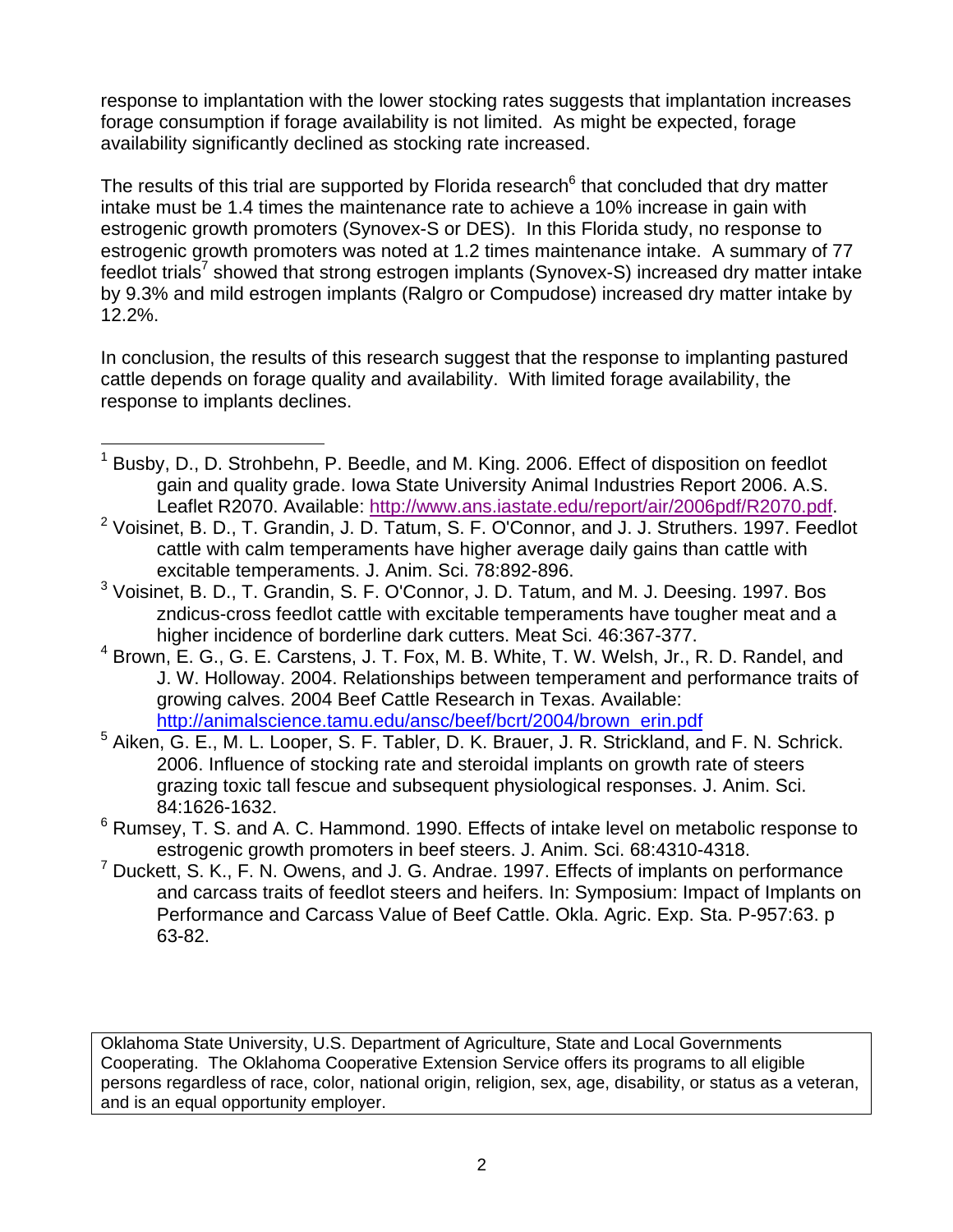response to implantation with the lower stocking rates suggests that implantation increases forage consumption if forage availability is not limited. As might be expected, forage availability significantly declined as stocking rate increased.

The results of this trial are supported by Florida research[6] that concluded that dry matter intake must be 1.4 times the maintenance rate to achieve a 10% increase in gain with estrogenic growth promoters (Synovex-S or DES). In this Florida study, no response to estrogenic growth promoters was noted at 1.2 times maintenance intake. A summary of 77 feedlot trials[7] showed that strong estrogen implants (Synovex-S) increased dry matter intake by 9.3% and mild estrogen implants (Ralgro or Compudose) increased dry matter intake by 12.2%.

In conclusion, the results of this research suggest that the response to implanting pastured cattle depends on forage quality and availability. With limited forage availability, the response to implants declines.

---

[1] Busby, D., D. Strohbehn, P. Beedle, and M. King. 2006. Effect of disposition on feedlot gain and quality grade. Iowa State University Animal Industries Report 2006. A.S. Leaflet R2070. Available: http://www.ans.iastate.edu/report/air/2006pdf/R2070.pdf.

[2] Voisinet, B. D., T. Grandin, J. D. Tatum, S. F. O'Connor, and J. J. Struthers. 1997. Feedlot cattle with calm temperaments have higher average daily gains than cattle with excitable temperaments. J. Anim. Sci. 78:892-896.

[3] Voisinet, B. D., T. Grandin, S. F. O'Connor, J. D. Tatum, and M. J. Deesing. 1997. Bos zndicus-cross feedlot cattle with excitable temperaments have tougher meat and a higher incidence of borderline dark cutters. Meat Sci. 46:367-377.

[4] Brown, E. G., G. E. Carstens, J. T. Fox, M. B. White, T. W. Welsh, Jr., R. D. Randel, and J. W. Holloway. 2004. Relationships between temperament and performance traits of growing calves. 2004 Beef Cattle Research in Texas. Available: http://animalscience.tamu.edu/ansc/beef/bcrt/2004/brown_erin.pdf

[5] Aiken, G. E., M. L. Looper, S. F. Tabler, D. K. Brauer, J. R. Strickland, and F. N. Schrick. 2006. Influence of stocking rate and steroidal implants on growth rate of steers grazing toxic tall fescue and subsequent physiological responses. J. Anim. Sci. 84:1626-1632.

[6] Rumsey, T. S. and A. C. Hammond. 1990. Effects of intake level on metabolic response to estrogenic growth promoters in beef steers. J. Anim. Sci. 68:4310-4318.

[7] Duckett, S. K., F. N. Owens, and J. G. Andrae. 1997. Effects of implants on performance and carcass traits of feedlot steers and heifers. In: Symposium: Impact of Implants on Performance and Carcass Value of Beef Cattle. Okla. Agric. Exp. Sta. P-957:63. p 63-82.

Oklahoma State University, U.S. Department of Agriculture, State and Local Governments Cooperating. The Oklahoma Cooperative Extension Service offers its programs to all eligible persons regardless of race, color, national origin, religion, sex, age, disability, or status as a veteran, and is an equal opportunity employer.